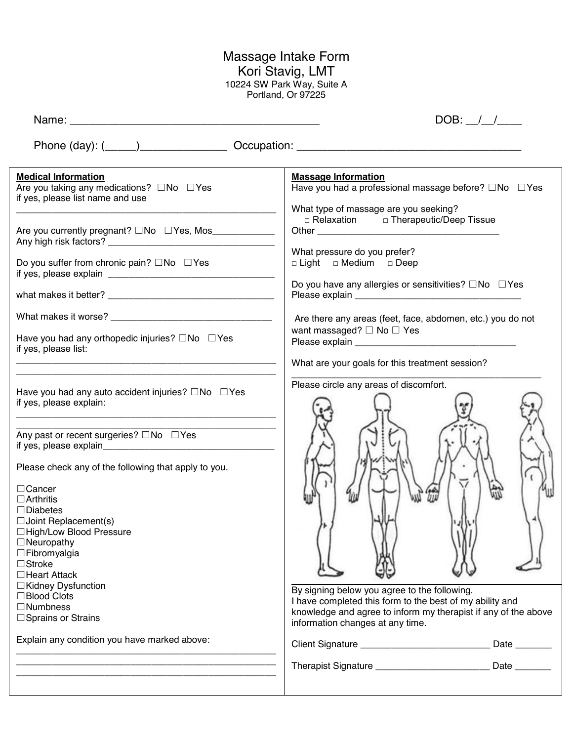# Massage Intake Form

## Kori Stavig, LMT

10224 SW Park Way, Suite A
Portland, Or 97225

Name: ________________________________________ DOB: __/__/____

Phone (day): (_____)______________ Occupation: ____________________________________

**Medical Information**

Are you taking any medications? ☐No ☐Yes
if yes, please list name and use
__________________________________________________

Are you currently pregnant? ☐No ☐Yes, Mos____________
Any high risk factors? _________________________________

Do you suffer from chronic pain? ☐No ☐Yes
if yes, please explain _________________________________

what makes it better? _________________________________

What makes it worse? _________________________________

Have you had any orthopedic injuries? ☐No ☐Yes
if yes, please list:
__________________________________________________
__________________________________________________

Have you had any auto accident injuries? ☐No ☐Yes
if yes, please explain:
__________________________________________________
__________________________________________________

Any past or recent surgeries? ☐No ☐Yes
if yes, please explain__________________________________

Please check any of the following that apply to you.

☐Cancer
☐Arthritis
☐Diabetes
☐Joint Replacement(s)
☐High/Low Blood Pressure
☐Neuropathy
☐Fibromyalgia
☐Stroke
☐Heart Attack
☐Kidney Dysfunction
☐Blood Clots
☐Numbness
☐Sprains or Strains

Explain any condition you have marked above:
__________________________________________________
__________________________________________________
__________________________________________________

**Massage Information**

Have you had a professional massage before? ☐No ☐Yes

What type of massage are you seeking?
□ Relaxation □ Therapeutic/Deep Tissue
Other ____________________________________

What pressure do you prefer?
□ Light □ Medium □ Deep

Do you have any allergies or sensitivities? ☐No ☐Yes
Please explain ________________________________

Are there any areas (feet, face, abdomen, etc.) you do not want massaged? ☐ No ☐ Yes
Please explain ________________________________

What are your goals for this treatment session?
__________________________________________________

Please circle any areas of discomfort.

By signing below you agree to the following.
I have completed this form to the best of my ability and knowledge and agree to inform my therapist if any of the above information changes at any time.

Client Signature ________________________ Date _______

Therapist Signature _____________________ Date _______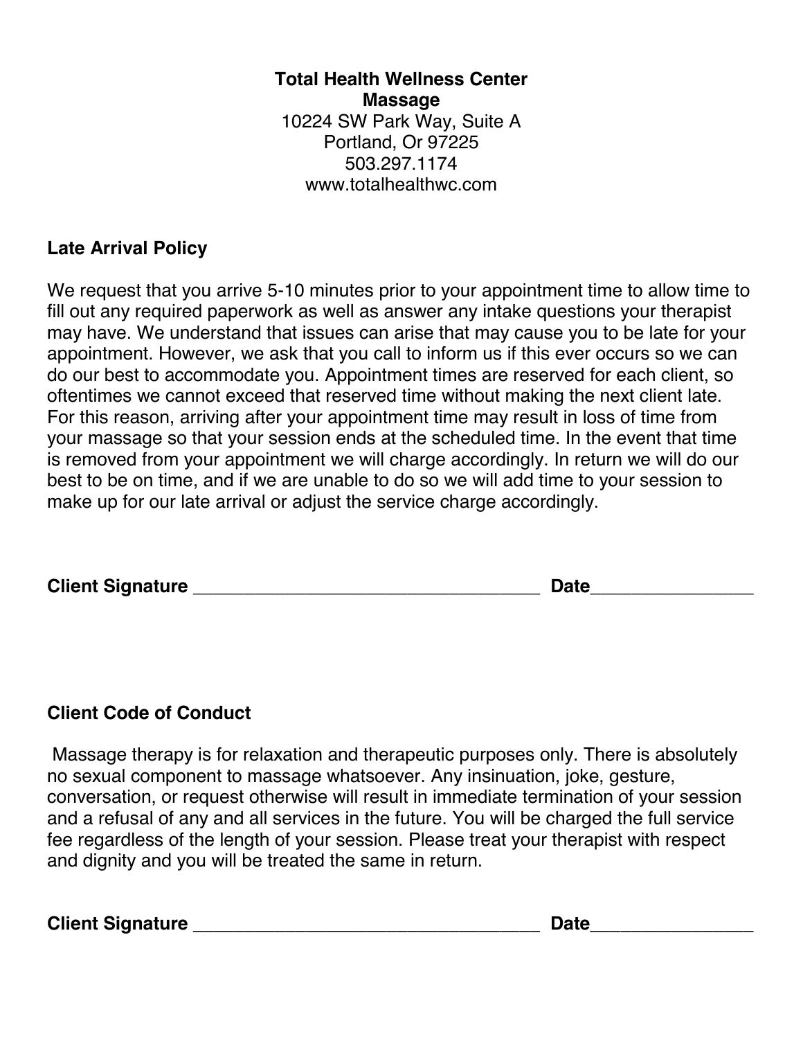**Total Health Wellness Center**
**Massage**
10224 SW Park Way, Suite A
Portland, Or 97225
503.297.1174
www.totalhealthwc.com

## Late Arrival Policy

We request that you arrive 5-10 minutes prior to your appointment time to allow time to fill out any required paperwork as well as answer any intake questions your therapist may have. We understand that issues can arise that may cause you to be late for your appointment. However, we ask that you call to inform us if this ever occurs so we can do our best to accommodate you. Appointment times are reserved for each client, so oftentimes we cannot exceed that reserved time without making the next client late. For this reason, arriving after your appointment time may result in loss of time from your massage so that your session ends at the scheduled time. In the event that time is removed from your appointment we will charge accordingly. In return we will do our best to be on time, and if we are unable to do so we will add time to your session to make up for our late arrival or adjust the service charge accordingly.

**Client Signature** ___________________________________ **Date**________________

## Client Code of Conduct

Massage therapy is for relaxation and therapeutic purposes only. There is absolutely no sexual component to massage whatsoever. Any insinuation, joke, gesture, conversation, or request otherwise will result in immediate termination of your session and a refusal of any and all services in the future. You will be charged the full service fee regardless of the length of your session. Please treat your therapist with respect and dignity and you will be treated the same in return.

**Client Signature** ___________________________________ **Date**________________